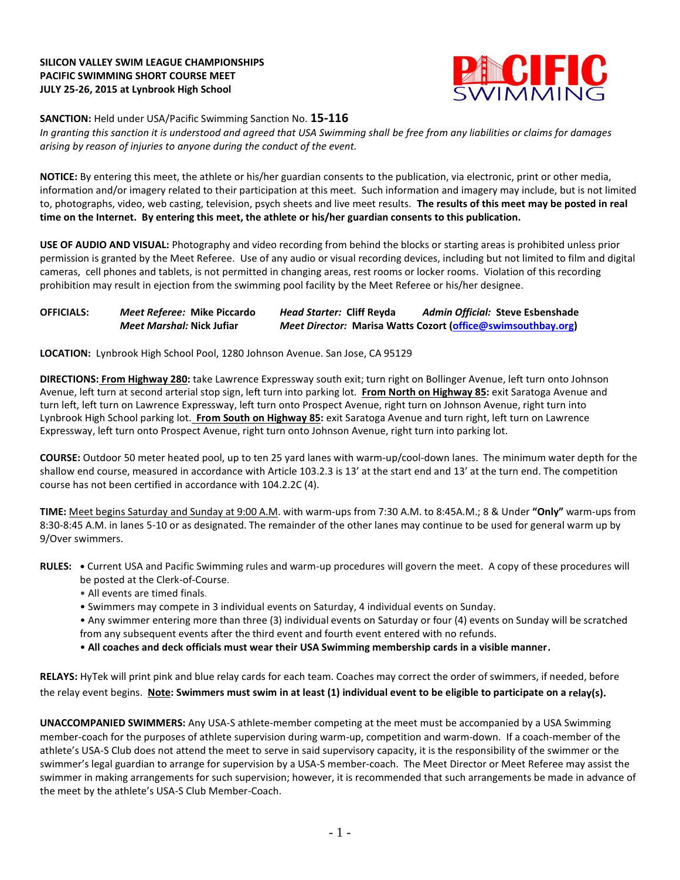**SILICON VALLEY SWIM LEAGUE CHAMPIONSHIPS**
**PACIFIC SWIMMING SHORT COURSE MEET**
**JULY 25-26, 2015 at Lynbrook High School**

**SANCTION:** Held under USA/Pacific Swimming Sanction No. **15-116**
*In granting this sanction it is understood and agreed that USA Swimming shall be free from any liabilities or claims for damages arising by reason of injuries to anyone during the conduct of the event.*

**NOTICE:** By entering this meet, the athlete or his/her guardian consents to the publication, via electronic, print or other media, information and/or imagery related to their participation at this meet. Such information and imagery may include, but is not limited to, photographs, video, web casting, television, psych sheets and live meet results. **The results of this meet may be posted in real time on the Internet. By entering this meet, the athlete or his/her guardian consents to this publication.**

**USE OF AUDIO AND VISUAL:** Photography and video recording from behind the blocks or starting areas is prohibited unless prior permission is granted by the Meet Referee. Use of any audio or visual recording devices, including but not limited to film and digital cameras, cell phones and tablets, is not permitted in changing areas, rest rooms or locker rooms. Violation of this recording prohibition may result in ejection from the swimming pool facility by the Meet Referee or his/her designee.

**OFFICIALS:** *Meet Referee:* **Mike Piccardo** *Head Starter:* **Cliff Reyda** *Admin Official:* **Steve Esbenshade**
*Meet Marshal:* **Nick Jufiar** *Meet Director:* **Marisa Watts Cozort (office@swimsouthbay.org)**

**LOCATION:** Lynbrook High School Pool, 1280 Johnson Avenue. San Jose, CA 95129

**DIRECTIONS:** **From Highway 280:** take Lawrence Expressway south exit; turn right on Bollinger Avenue, left turn onto Johnson Avenue, left turn at second arterial stop sign, left turn into parking lot. **From North on Highway 85:** exit Saratoga Avenue and turn left, left turn on Lawrence Expressway, left turn onto Prospect Avenue, right turn on Johnson Avenue, right turn into Lynbrook High School parking lot. **From South on Highway 85:** exit Saratoga Avenue and turn right, left turn on Lawrence Expressway, left turn onto Prospect Avenue, right turn onto Johnson Avenue, right turn into parking lot.

**COURSE:** Outdoor 50 meter heated pool, up to ten 25 yard lanes with warm-up/cool-down lanes. The minimum water depth for the shallow end course, measured in accordance with Article 103.2.3 is 13' at the start end and 13' at the turn end. The competition course has not been certified in accordance with 104.2.2C (4).

**TIME:** Meet begins Saturday and Sunday at 9:00 A.M. with warm-ups from 7:30 A.M. to 8:45A.M.; 8 & Under **"Only"** warm-ups from 8:30-8:45 A.M. in lanes 5-10 or as designated. The remainder of the other lanes may continue to be used for general warm up by 9/Over swimmers.

**RULES:**
- Current USA and Pacific Swimming rules and warm-up procedures will govern the meet. A copy of these procedures will be posted at the Clerk-of-Course.
- All events are timed finals.
- Swimmers may compete in 3 individual events on Saturday, 4 individual events on Sunday.
- Any swimmer entering more than three (3) individual events on Saturday or four (4) events on Sunday will be scratched from any subsequent events after the third event and fourth event entered with no refunds.
- **All coaches and deck officials must wear their USA Swimming membership cards in a visible manner.**

**RELAYS:** HyTek will print pink and blue relay cards for each team. Coaches may correct the order of swimmers, if needed, before the relay event begins. **Note: Swimmers must swim in at least (1) individual event to be eligible to participate on a relay(s).**

**UNACCOMPANIED SWIMMERS:** Any USA-S athlete-member competing at the meet must be accompanied by a USA Swimming member-coach for the purposes of athlete supervision during warm-up, competition and warm-down. If a coach-member of the athlete's USA-S Club does not attend the meet to serve in said supervisory capacity, it is the responsibility of the swimmer or the swimmer's legal guardian to arrange for supervision by a USA-S member-coach. The Meet Director or Meet Referee may assist the swimmer in making arrangements for such supervision; however, it is recommended that such arrangements be made in advance of the meet by the athlete's USA-S Club Member-Coach.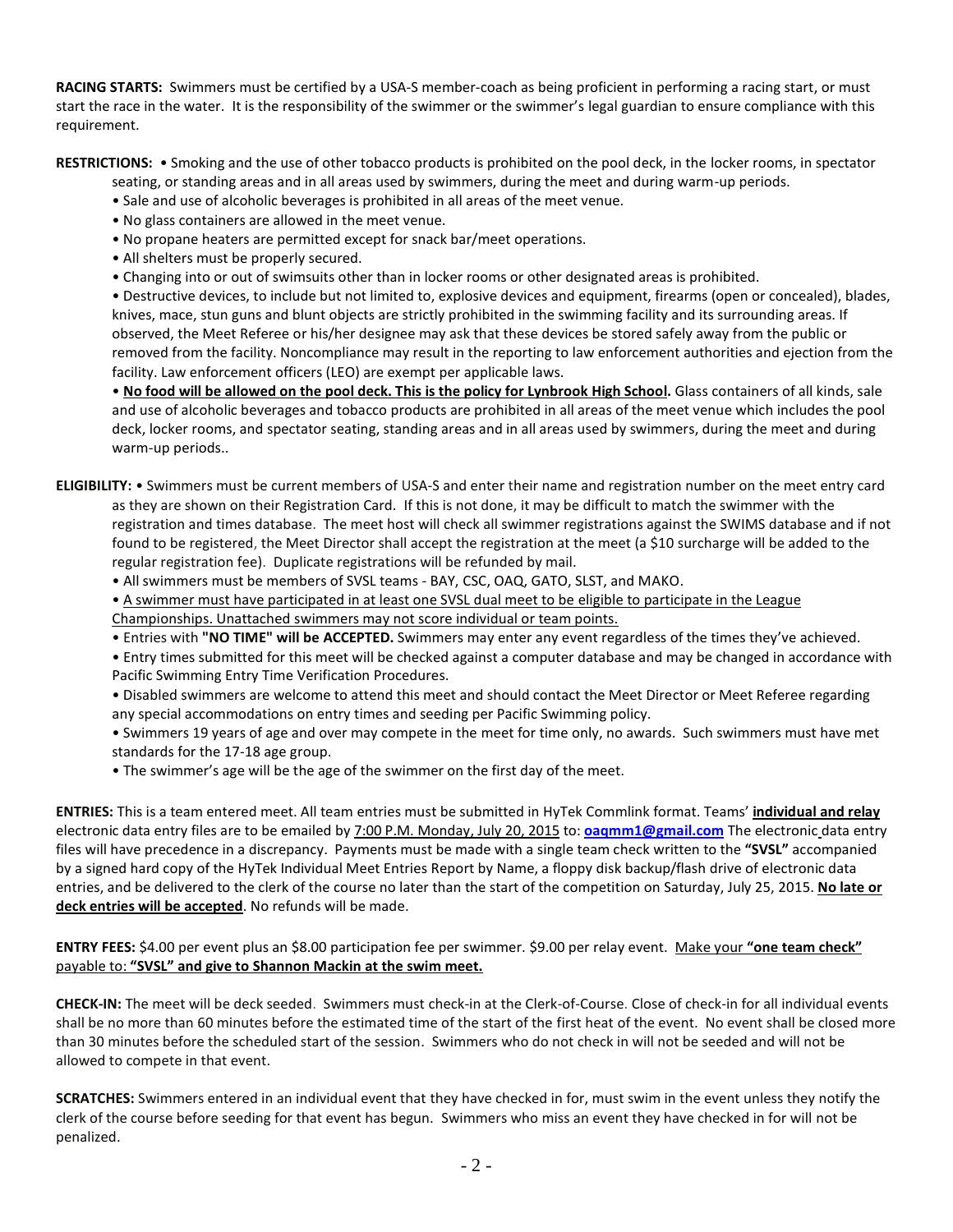**RACING STARTS:** Swimmers must be certified by a USA-S member-coach as being proficient in performing a racing start, or must start the race in the water. It is the responsibility of the swimmer or the swimmer's legal guardian to ensure compliance with this requirement.

**RESTRICTIONS:** • Smoking and the use of other tobacco products is prohibited on the pool deck, in the locker rooms, in spectator seating, or standing areas and in all areas used by swimmers, during the meet and during warm-up periods.

- Sale and use of alcoholic beverages is prohibited in all areas of the meet venue.
- No glass containers are allowed in the meet venue.
- No propane heaters are permitted except for snack bar/meet operations.
- All shelters must be properly secured.
- Changing into or out of swimsuits other than in locker rooms or other designated areas is prohibited.
- Destructive devices, to include but not limited to, explosive devices and equipment, firearms (open or concealed), blades, knives, mace, stun guns and blunt objects are strictly prohibited in the swimming facility and its surrounding areas. If observed, the Meet Referee or his/her designee may ask that these devices be stored safely away from the public or removed from the facility. Noncompliance may result in the reporting to law enforcement authorities and ejection from the facility. Law enforcement officers (LEO) are exempt per applicable laws.
- <u>**No food will be allowed on the pool deck. This is the policy for Lynbrook High School.**</u> Glass containers of all kinds, sale and use of alcoholic beverages and tobacco products are prohibited in all areas of the meet venue which includes the pool deck, locker rooms, and spectator seating, standing areas and in all areas used by swimmers, during the meet and during warm-up periods..

**ELIGIBILITY:** • Swimmers must be current members of USA-S and enter their name and registration number on the meet entry card as they are shown on their Registration Card. If this is not done, it may be difficult to match the swimmer with the registration and times database. The meet host will check all swimmer registrations against the SWIMS database and if not found to be registered, the Meet Director shall accept the registration at the meet (a $10 surcharge will be added to the regular registration fee). Duplicate registrations will be refunded by mail.

- All swimmers must be members of SVSL teams - BAY, CSC, OAQ, GATO, SLST, and MAKO.
- <u>A swimmer must have participated in at least one SVSL dual meet to be eligible to participate in the League Championships. Unattached swimmers may not score individual or team points.</u>
- Entries with **"NO TIME" will be ACCEPTED.** Swimmers may enter any event regardless of the times they've achieved.
- Entry times submitted for this meet will be checked against a computer database and may be changed in accordance with Pacific Swimming Entry Time Verification Procedures.
- Disabled swimmers are welcome to attend this meet and should contact the Meet Director or Meet Referee regarding any special accommodations on entry times and seeding per Pacific Swimming policy.
- Swimmers 19 years of age and over may compete in the meet for time only, no awards. Such swimmers must have met standards for the 17-18 age group.
- The swimmer's age will be the age of the swimmer on the first day of the meet.

**ENTRIES:** This is a team entered meet. All team entries must be submitted in HyTek Commlink format. Teams' <u>**individual and relay**</u> electronic data entry files are to be emailed by <u>7:00 P.M. Monday, July 20, 2015</u> to: **oaqmm1@gmail.com** The electronic data entry files will have precedence in a discrepancy. Payments must be made with a single team check written to the **"SVSL"** accompanied by a signed hard copy of the HyTek Individual Meet Entries Report by Name, a floppy disk backup/flash drive of electronic data entries, and be delivered to the clerk of the course no later than the start of the competition on Saturday, July 25, 2015. <u>**No late or deck entries will be accepted**</u>. No refunds will be made.

**ENTRY FEES:** $4.00 per event plus an $8.00 participation fee per swimmer. $9.00 per relay event. <u>Make your **"one team check"** payable to: **"SVSL" and give to Shannon Mackin at the swim meet.**</u>

**CHECK-IN:** The meet will be deck seeded. Swimmers must check-in at the Clerk-of-Course. Close of check-in for all individual events shall be no more than 60 minutes before the estimated time of the start of the first heat of the event. No event shall be closed more than 30 minutes before the scheduled start of the session. Swimmers who do not check in will not be seeded and will not be allowed to compete in that event.

**SCRATCHES:** Swimmers entered in an individual event that they have checked in for, must swim in the event unless they notify the clerk of the course before seeding for that event has begun. Swimmers who miss an event they have checked in for will not be penalized.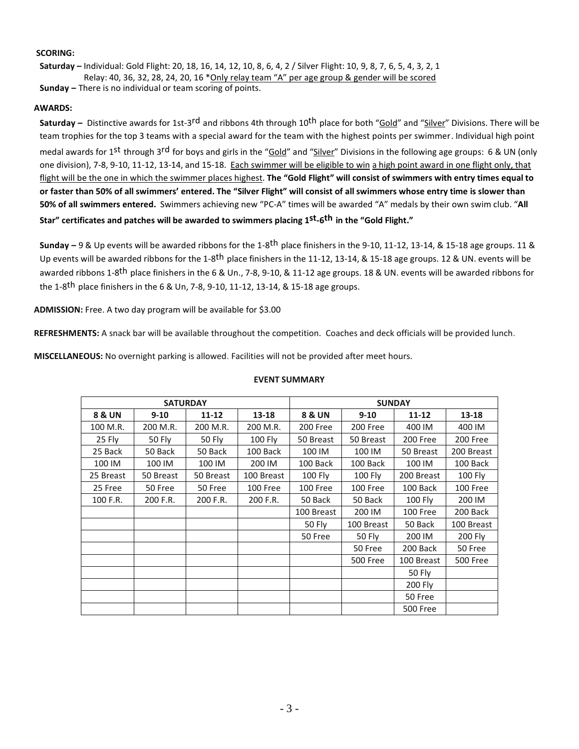**SCORING:**

**Saturday –** Individual: Gold Flight: 20, 18, 16, 14, 12, 10, 8, 6, 4, 2 / Silver Flight: 10, 9, 8, 7, 6, 5, 4, 3, 2, 1
Relay: 40, 36, 32, 28, 24, 20, 16 *Only relay team "A" per age group & gender will be scored

**Sunday –** There is no individual or team scoring of points.

**AWARDS:**

**Saturday –** Distinctive awards for 1st-3rd and ribbons 4th through 10th place for both "Gold" and "Silver" Divisions. There will be team trophies for the top 3 teams with a special award for the team with the highest points per swimmer. Individual high point medal awards for 1st through 3rd for boys and girls in the "Gold" and "Silver" Divisions in the following age groups: 6 & UN (only one division), 7-8, 9-10, 11-12, 13-14, and 15-18. Each swimmer will be eligible to win a high point award in one flight only, that flight will be the one in which the swimmer places highest. **The "Gold Flight" will consist of swimmers with entry times equal to or faster than 50% of all swimmers' entered. The "Silver Flight" will consist of all swimmers whose entry time is slower than 50% of all swimmers entered.** Swimmers achieving new "PC-A" times will be awarded "A" medals by their own swim club. "**All Star" certificates and patches will be awarded to swimmers placing 1st-6th in the "Gold Flight."**

**Sunday –** 9 & Up events will be awarded ribbons for the 1-8th place finishers in the 9-10, 11-12, 13-14, & 15-18 age groups. 11 & Up events will be awarded ribbons for the 1-8th place finishers in the 11-12, 13-14, & 15-18 age groups. 12 & UN. events will be awarded ribbons 1-8th place finishers in the 6 & Un., 7-8, 9-10, & 11-12 age groups. 18 & UN. events will be awarded ribbons for the 1-8th place finishers in the 6 & Un, 7-8, 9-10, 11-12, 13-14, & 15-18 age groups.

**ADMISSION:** Free. A two day program will be available for $3.00

**REFRESHMENTS:** A snack bar will be available throughout the competition. Coaches and deck officials will be provided lunch.

**MISCELLANEOUS:** No overnight parking is allowed. Facilities will not be provided after meet hours.

**EVENT SUMMARY**

| SATURDAY | | | | SUNDAY | | | |
|---|---|---|---|---|---|---|---|
| **8 & UN** | **9-10** | **11-12** | **13-18** | **8 & UN** | **9-10** | **11-12** | **13-18** |
| 100 M.R. | 200 M.R. | 200 M.R. | 200 M.R. | 200 Free | 200 Free | 400 IM | 400 IM |
| 25 Fly | 50 Fly | 50 Fly | 100 Fly | 50 Breast | 50 Breast | 200 Free | 200 Free |
| 25 Back | 50 Back | 50 Back | 100 Back | 100 IM | 100 IM | 50 Breast | 200 Breast |
| 100 IM | 100 IM | 100 IM | 200 IM | 100 Back | 100 Back | 100 IM | 100 Back |
| 25 Breast | 50 Breast | 50 Breast | 100 Breast | 100 Fly | 100 Fly | 200 Breast | 100 Fly |
| 25 Free | 50 Free | 50 Free | 100 Free | 100 Free | 100 Free | 100 Back | 100 Free |
| 100 F.R. | 200 F.R. | 200 F.R. | 200 F.R. | 50 Back | 50 Back | 100 Fly | 200 IM |
| | | | | 100 Breast | 200 IM | 100 Free | 200 Back |
| | | | | 50 Fly | 100 Breast | 50 Back | 100 Breast |
| | | | | 50 Free | 50 Fly | 200 IM | 200 Fly |
| | | | | | 50 Free | 200 Back | 50 Free |
| | | | | | 500 Free | 100 Breast | 500 Free |
| | | | | | | 50 Fly | |
| | | | | | | 200 Fly | |
| | | | | | | 50 Free | |
| | | | | | | 500 Free | |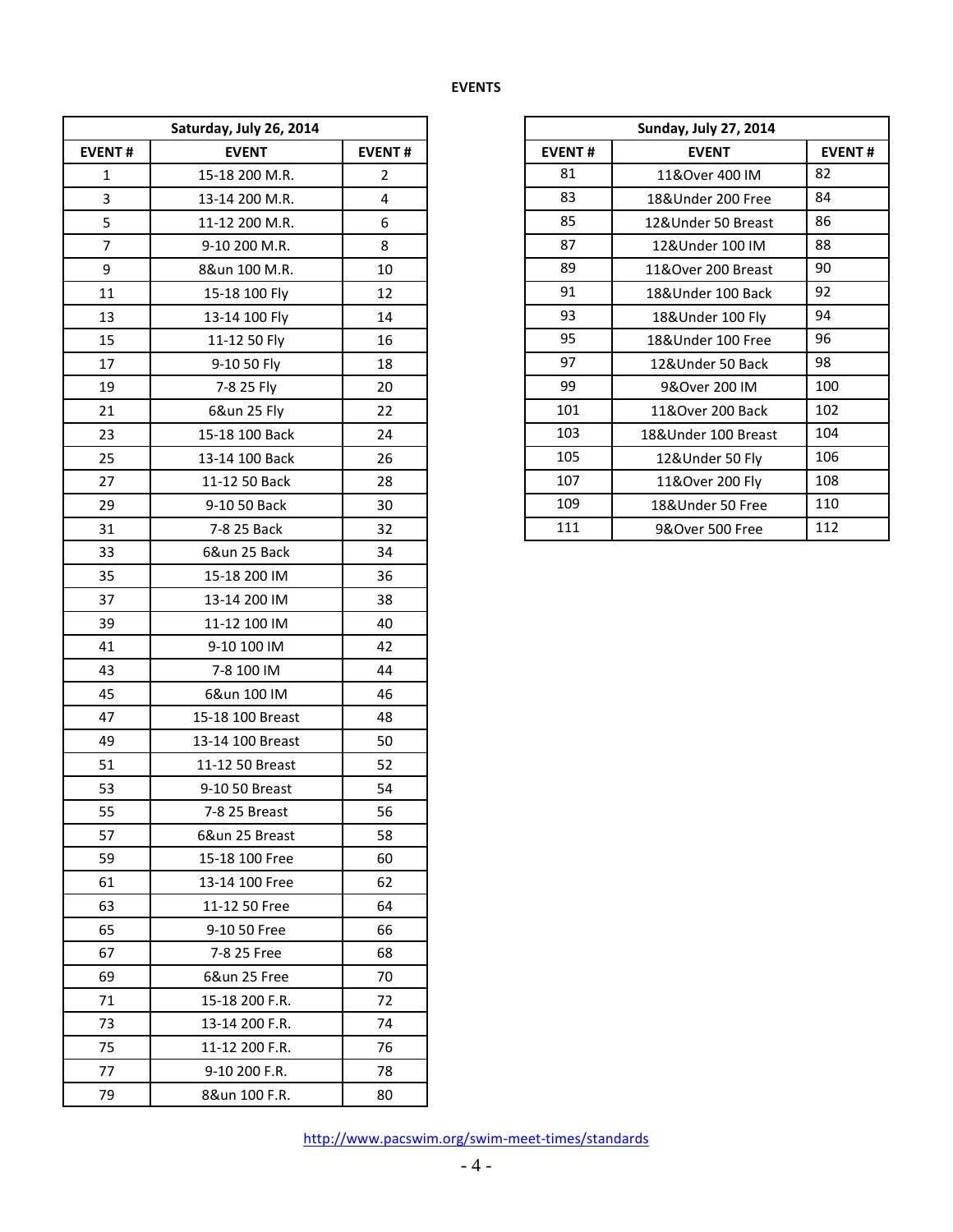# EVENTS

| Saturday, July 26, 2014 | | |
|---|---|---|
| EVENT # | EVENT | EVENT # |
| 1 | 15-18 200 M.R. | 2 |
| 3 | 13-14 200 M.R. | 4 |
| 5 | 11-12 200 M.R. | 6 |
| 7 | 9-10 200 M.R. | 8 |
| 9 | 8&un 100 M.R. | 10 |
| 11 | 15-18 100 Fly | 12 |
| 13 | 13-14 100 Fly | 14 |
| 15 | 11-12 50 Fly | 16 |
| 17 | 9-10 50 Fly | 18 |
| 19 | 7-8 25 Fly | 20 |
| 21 | 6&un 25 Fly | 22 |
| 23 | 15-18 100 Back | 24 |
| 25 | 13-14 100 Back | 26 |
| 27 | 11-12 50 Back | 28 |
| 29 | 9-10 50 Back | 30 |
| 31 | 7-8 25 Back | 32 |
| 33 | 6&un 25 Back | 34 |
| 35 | 15-18 200 IM | 36 |
| 37 | 13-14 200 IM | 38 |
| 39 | 11-12 100 IM | 40 |
| 41 | 9-10 100 IM | 42 |
| 43 | 7-8 100 IM | 44 |
| 45 | 6&un 100 IM | 46 |
| 47 | 15-18 100 Breast | 48 |
| 49 | 13-14 100 Breast | 50 |
| 51 | 11-12 50 Breast | 52 |
| 53 | 9-10 50 Breast | 54 |
| 55 | 7-8 25 Breast | 56 |
| 57 | 6&un 25 Breast | 58 |
| 59 | 15-18 100 Free | 60 |
| 61 | 13-14 100 Free | 62 |
| 63 | 11-12 50 Free | 64 |
| 65 | 9-10 50 Free | 66 |
| 67 | 7-8 25 Free | 68 |
| 69 | 6&un 25 Free | 70 |
| 71 | 15-18 200 F.R. | 72 |
| 73 | 13-14 200 F.R. | 74 |
| 75 | 11-12 200 F.R. | 76 |
| 77 | 9-10 200 F.R. | 78 |
| 79 | 8&un 100 F.R. | 80 |

| Sunday, July 27, 2014 | | |
|---|---|---|
| EVENT # | EVENT | EVENT # |
| 81 | 11&Over 400 IM | 82 |
| 83 | 18&Under 200 Free | 84 |
| 85 | 12&Under 50 Breast | 86 |
| 87 | 12&Under 100 IM | 88 |
| 89 | 11&Over 200 Breast | 90 |
| 91 | 18&Under 100 Back | 92 |
| 93 | 18&Under 100 Fly | 94 |
| 95 | 18&Under 100 Free | 96 |
| 97 | 12&Under 50 Back | 98 |
| 99 | 9&Over 200 IM | 100 |
| 101 | 11&Over 200 Back | 102 |
| 103 | 18&Under 100 Breast | 104 |
| 105 | 12&Under 50 Fly | 106 |
| 107 | 11&Over 200 Fly | 108 |
| 109 | 18&Under 50 Free | 110 |
| 111 | 9&Over 500 Free | 112 |

http://www.pacswim.org/swim-meet-times/standards